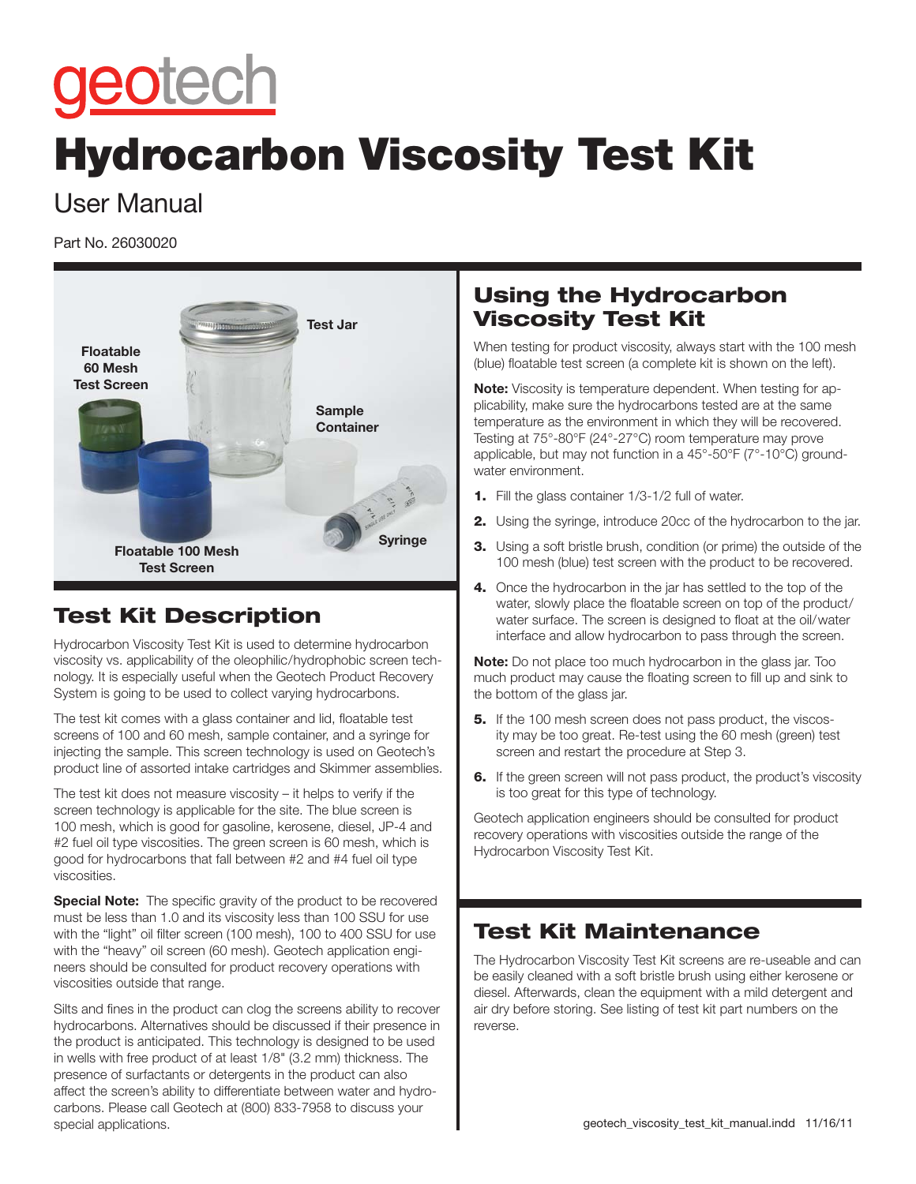geotech

# Hydrocarbon Viscosity Test Kit

User Manual

Part No. 26030020

Test Jar

Floatable 60 Mesh Test Screen

Sample Container

Syringe

Floatable 100 Mesh Test Screen

## Test Kit Description

Hydrocarbon Viscosity Test Kit is used to determine hydrocarbon viscosity vs. applicability of the oleophilic/hydrophobic screen technology. It is especially useful when the Geotech Product Recovery System is going to be used to collect varying hydrocarbons.

The test kit comes with a glass container and lid, floatable test screens of 100 and 60 mesh, sample container, and a syringe for injecting the sample. This screen technology is used on Geotech's product line of assorted intake cartridges and Skimmer assemblies.

The test kit does not measure viscosity – it helps to verify if the screen technology is applicable for the site. The blue screen is 100 mesh, which is good for gasoline, kerosene, diesel, JP-4 and #2 fuel oil type viscosities. The green screen is 60 mesh, which is good for hydrocarbons that fall between #2 and #4 fuel oil type viscosities.

**Special Note:** The specific gravity of the product to be recovered must be less than 1.0 and its viscosity less than 100 SSU for use with the "light" oil filter screen (100 mesh), 100 to 400 SSU for use with the "heavy" oil screen (60 mesh). Geotech application engineers should be consulted for product recovery operations with viscosities outside that range.

Silts and fines in the product can clog the screens ability to recover hydrocarbons. Alternatives should be discussed if their presence in the product is anticipated. This technology is designed to be used in wells with free product of at least 1/8" (3.2 mm) thickness. The presence of surfactants or detergents in the product can also affect the screen's ability to differentiate between water and hydrocarbons. Please call Geotech at (800) 833-7958 to discuss your special applications.

## Using the Hydrocarbon Viscosity Test Kit

When testing for product viscosity, always start with the 100 mesh (blue) floatable test screen (a complete kit is shown on the left).

**Note:** Viscosity is temperature dependent. When testing for applicability, make sure the hydrocarbons tested are at the same temperature as the environment in which they will be recovered. Testing at 75°-80°F (24°-27°C) room temperature may prove applicable, but may not function in a 45°-50°F (7°-10°C) groundwater environment.

1. Fill the glass container 1/3-1/2 full of water.
2. Using the syringe, introduce 20cc of the hydrocarbon to the jar.
3. Using a soft bristle brush, condition (or prime) the outside of the 100 mesh (blue) test screen with the product to be recovered.
4. Once the hydrocarbon in the jar has settled to the top of the water, slowly place the floatable screen on top of the product/water surface. The screen is designed to float at the oil/water interface and allow hydrocarbon to pass through the screen.

**Note:** Do not place too much hydrocarbon in the glass jar. Too much product may cause the floating screen to fill up and sink to the bottom of the glass jar.

5. If the 100 mesh screen does not pass product, the viscosity may be too great. Re-test using the 60 mesh (green) test screen and restart the procedure at Step 3.
6. If the green screen will not pass product, the product's viscosity is too great for this type of technology.

Geotech application engineers should be consulted for product recovery operations with viscosities outside the range of the Hydrocarbon Viscosity Test Kit.

## Test Kit Maintenance

The Hydrocarbon Viscosity Test Kit screens are re-useable and can be easily cleaned with a soft bristle brush using either kerosene or diesel. Afterwards, clean the equipment with a mild detergent and air dry before storing. See listing of test kit part numbers on the reverse.

geotech_viscosity_test_kit_manual.indd 11/16/11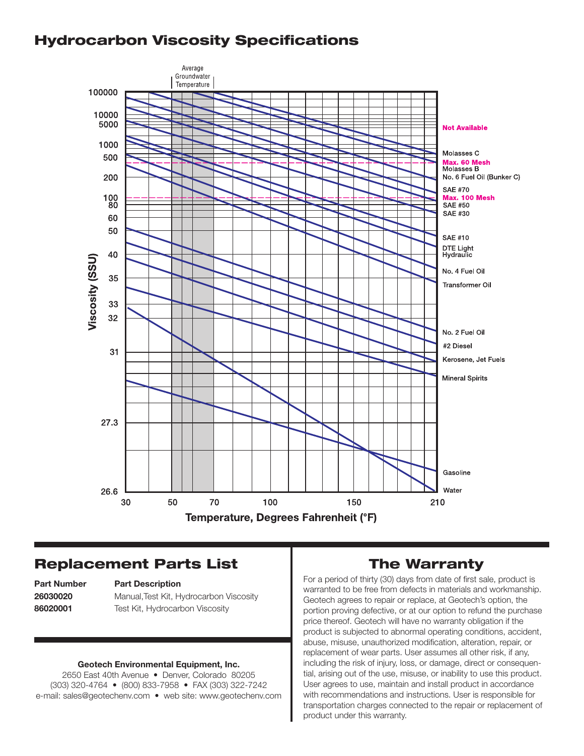# Hydrocarbon Viscosity Specifications

Average Groundwater Temperature

Viscosity (SSU)

100000
10000
5000
1000
500
200
100
80
60
50
40
35
33
32
31
27.3
26.6

30
50
70
100
150
210

Temperature, Degrees Fahrenheit (°F)

Not Available
Molasses C
Max. 60 Mesh
Molasses B
No. 6 Fuel Oil (Bunker C)
SAE #70
Max. 100 Mesh
SAE #50
SAE #30
SAE #10
DTE Light Hydraulic
No. 4 Fuel Oil
Transformer Oil
No. 2 Fuel Oil
#2 Diesel
Kerosene, Jet Fuels
Mineral Spirits
Gasoline
Water

## Replacement Parts List

| Part Number | Part Description |
|---|---|
| **26030020** | Manual,Test Kit, Hydrocarbon Viscosity |
| **86020001** | Test Kit, Hydrocarbon Viscosity |

**Geotech Environmental Equipment, Inc.**
2650 East 40th Avenue • Denver, Colorado 80205
(303) 320-4764 • (800) 833-7958 • FAX (303) 322-7242
e-mail: sales@geotechenv.com • web site: www.geotechenv.com

## The Warranty

For a period of thirty (30) days from date of first sale, product is warranted to be free from defects in materials and workmanship. Geotech agrees to repair or replace, at Geotech's option, the portion proving defective, or at our option to refund the purchase price thereof. Geotech will have no warranty obligation if the product is subjected to abnormal operating conditions, accident, abuse, misuse, unauthorized modification, alteration, repair, or replacement of wear parts. User assumes all other risk, if any, including the risk of injury, loss, or damage, direct or consequential, arising out of the use, misuse, or inability to use this product. User agrees to use, maintain and install product in accordance with recommendations and instructions. User is responsible for transportation charges connected to the repair or replacement of product under this warranty.